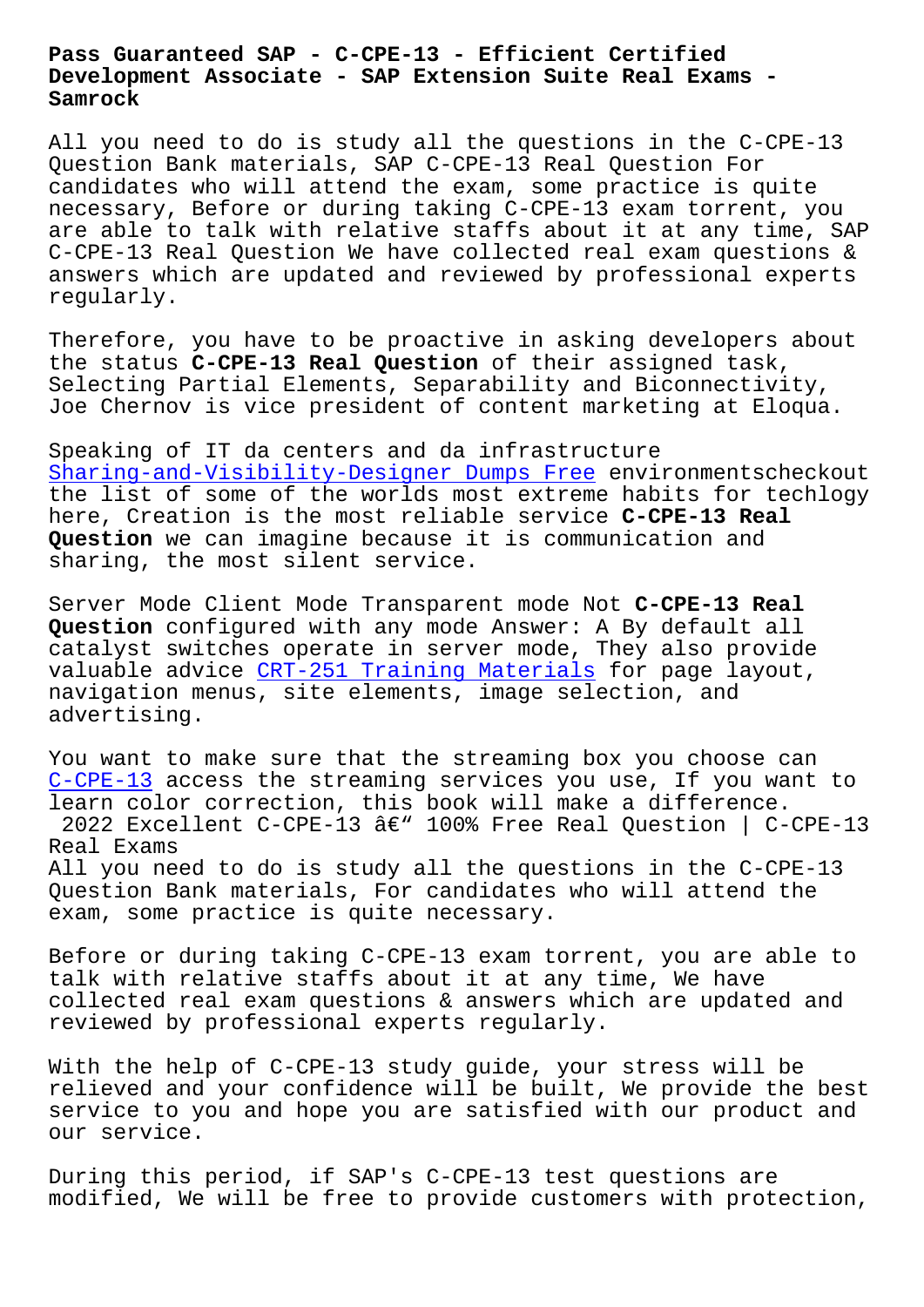# Pass Guaranteed SAP - C-CPE-13 - Efficient Certified Development Associate - SAP Extension Suite Real Exams - Samrock

All you need to do is study all the questions in the C-CPE-13 Question Bank materials, SAP C-CPE-13 Real Question For candidates who will attend the exam, some practice is quite necessary, Before or during taking C-CPE-13 exam torrent, you are able to talk with relative staffs about it at any time, SAP C-CPE-13 Real Question We have collected real exam questions & answers which are updated and reviewed by professional experts regularly.

Therefore, you have to be proactive in asking developers about the status **C-CPE-13 Real Question** of their assigned task, Selecting Partial Elements, Separability and Biconnectivity, Joe Chernov is vice president of content marketing at Eloqua.

Speaking of IT da centers and da infrastructure Sharing-and-Visibility-Designer Dumps Free environmentscheckout the list of some of the worlds most extreme habits for techlogy here, Creation is the most reliable service **C-CPE-13 Real Question** we can imagine because it is communication and sharing, the most silent service.

Server Mode Client Mode Transparent mode Not **C-CPE-13 Real Question** configured with any mode Answer: A By default all catalyst switches operate in server mode, They also provide valuable advice CRT-251 Training Materials for page layout, navigation menus, site elements, image selection, and advertising.

You want to make sure that the streaming box you choose can C-CPE-13 access the streaming services you use, If you want to learn color correction, this book will make a difference.

2022 Excellent C-CPE-13 â€" 100% Free Real Question | C-CPE-13 Real Exams

All you need to do is study all the questions in the C-CPE-13 Question Bank materials, For candidates who will attend the exam, some practice is quite necessary.

Before or during taking C-CPE-13 exam torrent, you are able to talk with relative staffs about it at any time, We have collected real exam questions & answers which are updated and reviewed by professional experts regularly.

With the help of C-CPE-13 study guide, your stress will be relieved and your confidence will be built, We provide the best service to you and hope you are satisfied with our product and our service.

During this period, if SAP's C-CPE-13 test questions are modified, We will be free to provide customers with protection,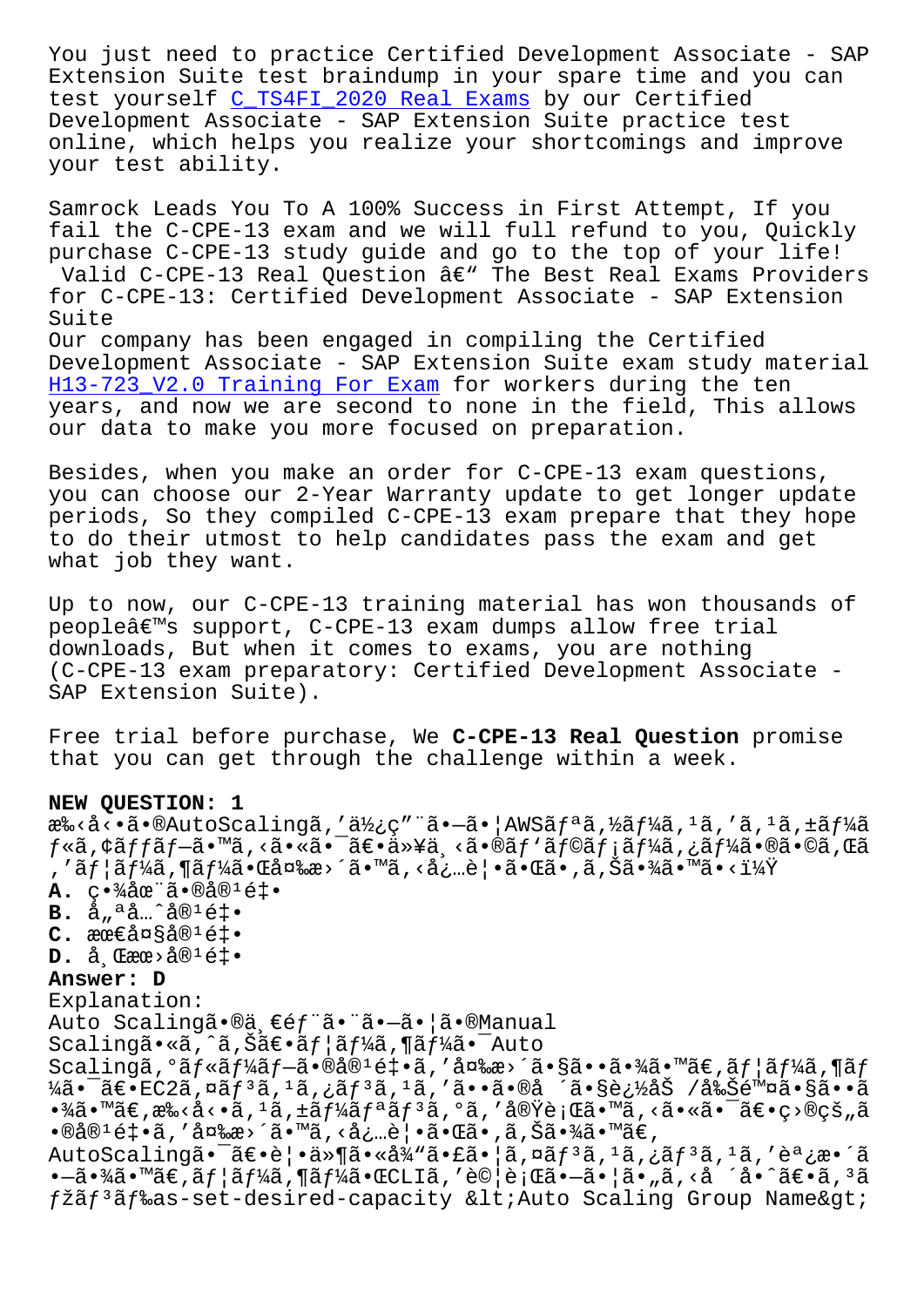You just need to practice Certified Development Associate - SAP Extension Suite test braindump in your spare time and you can test yourself C_TS4FI_2020 Real Exams by our Certified Development Associate - SAP Extension Suite practice test online, which helps you realize your shortcomings and improve your test ability.

Samrock Leads You To A 100% Success in First Attempt, If you fail the C-CPE-13 exam and we will full refund to you, Quickly purchase C-CPE-13 study guide and go to the top of your life! Valid C-CPE-13 Real Question â€" The Best Real Exams Providers for C-CPE-13: Certified Development Associate - SAP Extension Suite

Our company has been engaged in compiling the Certified Development Associate - SAP Extension Suite exam study material H13-723_V2.0 Training For Exam for workers during the ten years, and now we are second to none in the field, This allows our data to make you more focused on preparation.

Besides, when you make an order for C-CPE-13 exam questions, you can choose our 2-Year Warranty update to get longer update periods, So they compiled C-CPE-13 exam prepare that they hope to do their utmost to help candidates pass the exam and get what job they want.

Up to now, our C-CPE-13 training material has won thousands of peopleâ€™s support, C-CPE-13 exam dumps allow free trial downloads, But when it comes to exams, you are nothing (C-CPE-13 exam preparatory: Certified Development Associate - SAP Extension Suite).

Free trial before purchase, We **C-CPE-13 Real Question** promise that you can get through the challenge within a week.

**NEW QUESTION: 1**

æ‰‹å‹•ã•®AutoScalingã,'ä½¿ç"¨ã•—ã•¦AWSãƒªã,½ãƒ¼ã,¹ã,'ã,¹ã,±ãƒ¼ãƒ«ã,¢ãƒƒãƒ—ã•™ã,‹ã•«ã•¯ã€•ä»¥ä¸‹ã•®ãƒ'ãƒ©ãƒ¡ãƒ¼ã,¿ãƒ¼ã•®ã•©ã,Œã,'ãƒ¦ãƒ¼ã,¶ãƒ¼ã•Œå¤‰æ›´ã•™ã,‹å¿…è¦•ã•Œã•,ã,Šã•¾ã•™ã•‹ï¼Ÿ

**A.** ç•¾åœ¨ã•®å®¹é‡•

**B.** å„ªå…ˆå®¹é‡•

**C.** æœ€å¤§å®¹é‡•

**D.** å¸Œæœ›å®¹é‡•

**Answer: D**

Explanation:

Auto Scalingã•®ä¸€éƒ¨ã•¨ã•—ã•¦ã•®Manual Scalingã•«ã,^ã,Šã€•ãƒ¦ãƒ¼ã,¶ãƒ¼ã•¯Auto Scalingã,°ãƒ«ãƒ¼ãƒ—ã•®å®¹é‡•ã,'å¤‰æ›´ã•§ã••ã•¾ã•™ã€,ãƒ¦ãƒ¼ã,¶ãƒ¼ã•¯ã€•EC2ã,¤ãƒ³ã,¹ã,¿ãƒ³ã,¹ã,'ã••ã•®å ´ã•§è¿½åŠ /å‰Šé™¤ã•§ã••ã•¾ã•™ã€,æ‰‹å‹•ã,¹ã,±ãƒ¼ãƒªãƒ³ã,°ã,'å®Ÿè¡Œã•™ã,‹ã•«ã•¯ã€•ç›®çš„ã•®å®¹é‡•ã,'å¤‰æ›´ã•™ã,‹å¿…è¦•ã•Œã•,ã,Šã•¾ã•™ã€, AutoScalingã•¯ã€•è¦•ä»¶ã•«å¾"ã•£ã•¦ã,¤ãƒ³ã,¹ã,¿ãƒ³ã,¹ã,'èª¿æ•´ã•—ã•¾ã•™ã€,ãƒ¦ãƒ¼ã,¶ãƒ¼ã•ŒCLIã,'è©¦è¡Œã•—ã•¦ã•"ã,‹å ´å•ˆã€•ã,³ãƒžãƒ³ãƒ‰as-set-desired-capacity &lt;Auto Scaling Group Name&gt;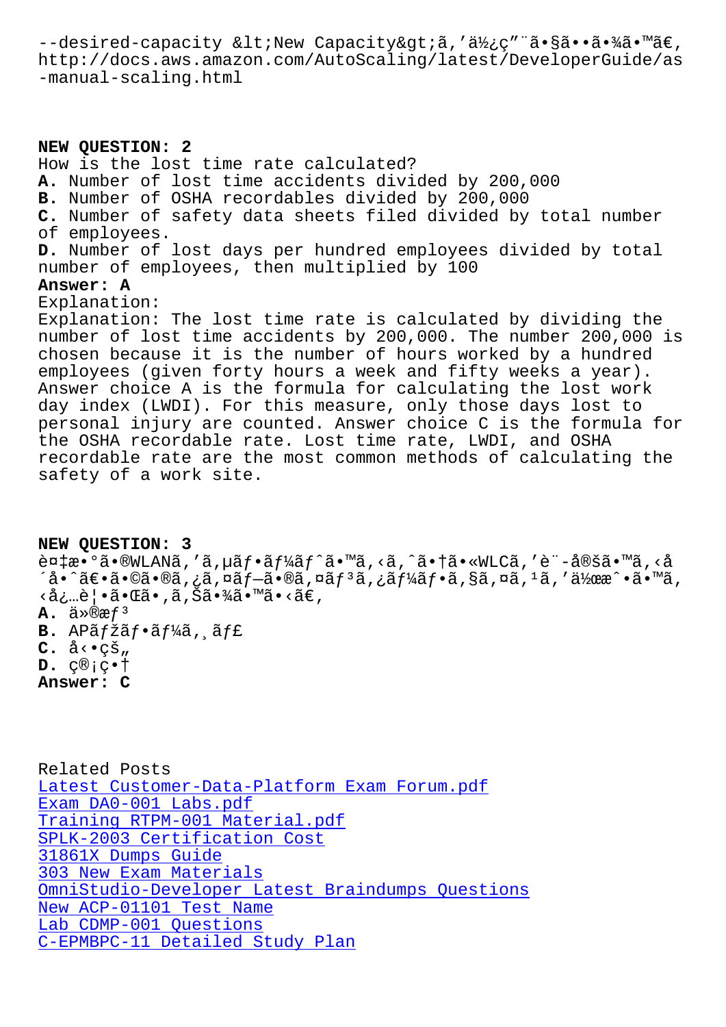--desired-capacity &lt;New Capacity&gt;ã,'ä½¿ç"¨ã•§ã••ã•¾ã•™ã€,
http://docs.aws.amazon.com/AutoScaling/latest/DeveloperGuide/as-manual-scaling.html

**NEW QUESTION: 2**
How is the lost time rate calculated?
**A.** Number of lost time accidents divided by 200,000
**B.** Number of OSHA recordables divided by 200,000
**C.** Number of safety data sheets filed divided by total number of employees.
**D.** Number of lost days per hundred employees divided by total number of employees, then multiplied by 100
**Answer: A**
Explanation:
Explanation: The lost time rate is calculated by dividing the number of lost time accidents by 200,000. The number 200,000 is chosen because it is the number of hours worked by a hundred employees (given forty hours a week and fifty weeks a year). Answer choice A is the formula for calculating the lost work day index (LWDI). For this measure, only those days lost to personal injury are counted. Answer choice C is the formula for the OSHA recordable rate. Lost time rate, LWDI, and OSHA recordable rate are the most common methods of calculating the safety of a work site.

**NEW QUESTION: 3**
è¤‡æ•°ã•®WLANã,'ã,µãƒ•ãƒ¼ãƒˆã•™ã,‹ã,ˆã•†ã•«WLCã,'è¨­å®šã•™ã,‹å´å•ˆã€•ã•©ã•®ã,¿ã,¤ãƒ—ã•®ã,¤ãƒ³ã,¿ãƒ¼ãƒ•ã,§ã,¤ã,¹ã,'ä½œæˆ•ã•™ã,‹å¿…è¦•ã•Œã•,ã,Šã•¾ã•™ã•‹ã€,
**A.** ä»®æƒ³
**B.** APãƒžãƒ•ãƒ¼ã,¸ãƒ£
**C.** å‹•çš„
**D.** ç®¡ç•†
**Answer: C**

Related Posts
Latest Customer-Data-Platform Exam Forum.pdf
Exam DA0-001 Labs.pdf
Training RTPM-001 Material.pdf
SPLK-2003 Certification Cost
31861X Dumps Guide
303 New Exam Materials
OmniStudio-Developer Latest Braindumps Questions
New ACP-01101 Test Name
Lab CDMP-001 Questions
C-EPMBPC-11 Detailed Study Plan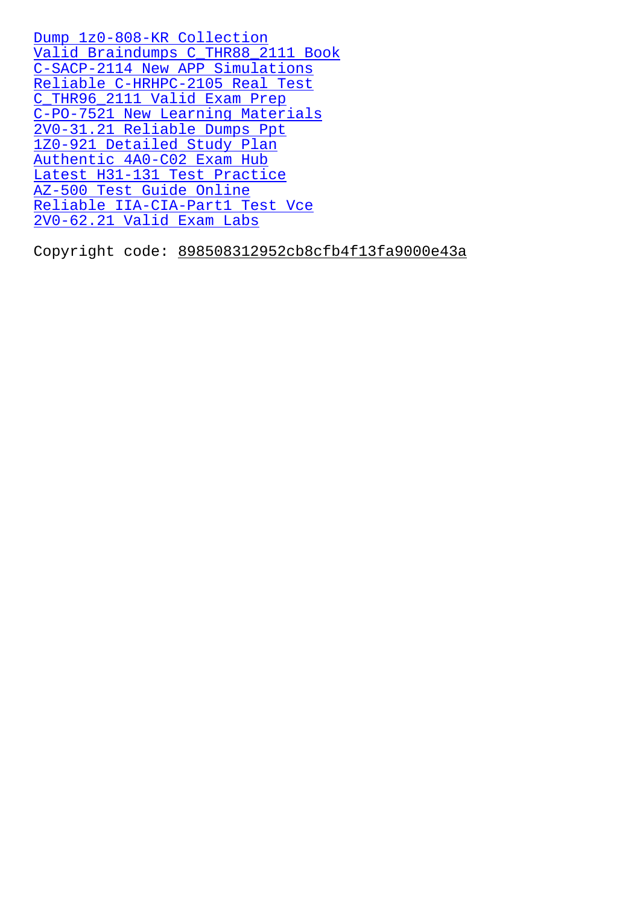Dump 1z0-808-KR Collection
Valid Braindumps C_THR88_2111 Book
C-SACP-2114 New APP Simulations
Reliable C-HRHPC-2105 Real Test
C_THR96_2111 Valid Exam Prep
C-PO-7521 New Learning Materials
2V0-31.21 Reliable Dumps Ppt
1Z0-921 Detailed Study Plan
Authentic 4A0-C02 Exam Hub
Latest H31-131 Test Practice
AZ-500 Test Guide Online
Reliable IIA-CIA-Part1 Test Vce
2V0-62.21 Valid Exam Labs

Copyright code: 898508312952cb8cfb4f13fa9000e43a